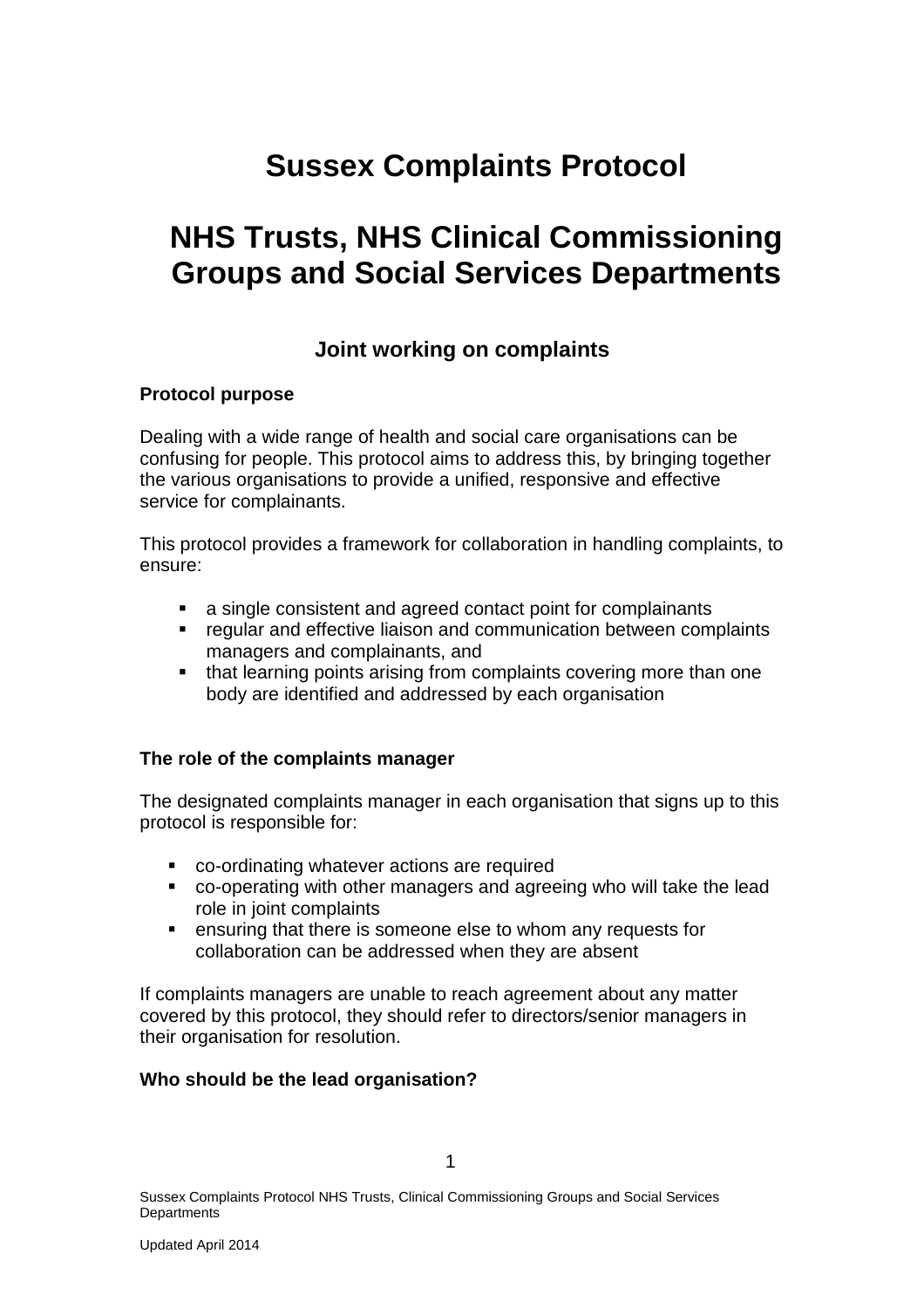# Sussex Complaints Protocol

# NHS Trusts, NHS Clinical Commissioning Groups and Social Services Departments

## Joint working on complaints

**Protocol purpose**

Dealing with a wide range of health and social care organisations can be confusing for people. This protocol aims to address this, by bringing together the various organisations to provide a unified, responsive and effective service for complainants.

This protocol provides a framework for collaboration in handling complaints, to ensure:

- a single consistent and agreed contact point for complainants
- regular and effective liaison and communication between complaints managers and complainants, and
- that learning points arising from complaints covering more than one body are identified and addressed by each organisation

**The role of the complaints manager**

The designated complaints manager in each organisation that signs up to this protocol is responsible for:

- co-ordinating whatever actions are required
- co-operating with other managers and agreeing who will take the lead role in joint complaints
- ensuring that there is someone else to whom any requests for collaboration can be addressed when they are absent

If complaints managers are unable to reach agreement about any matter covered by this protocol, they should refer to directors/senior managers in their organisation for resolution.

**Who should be the lead organisation?**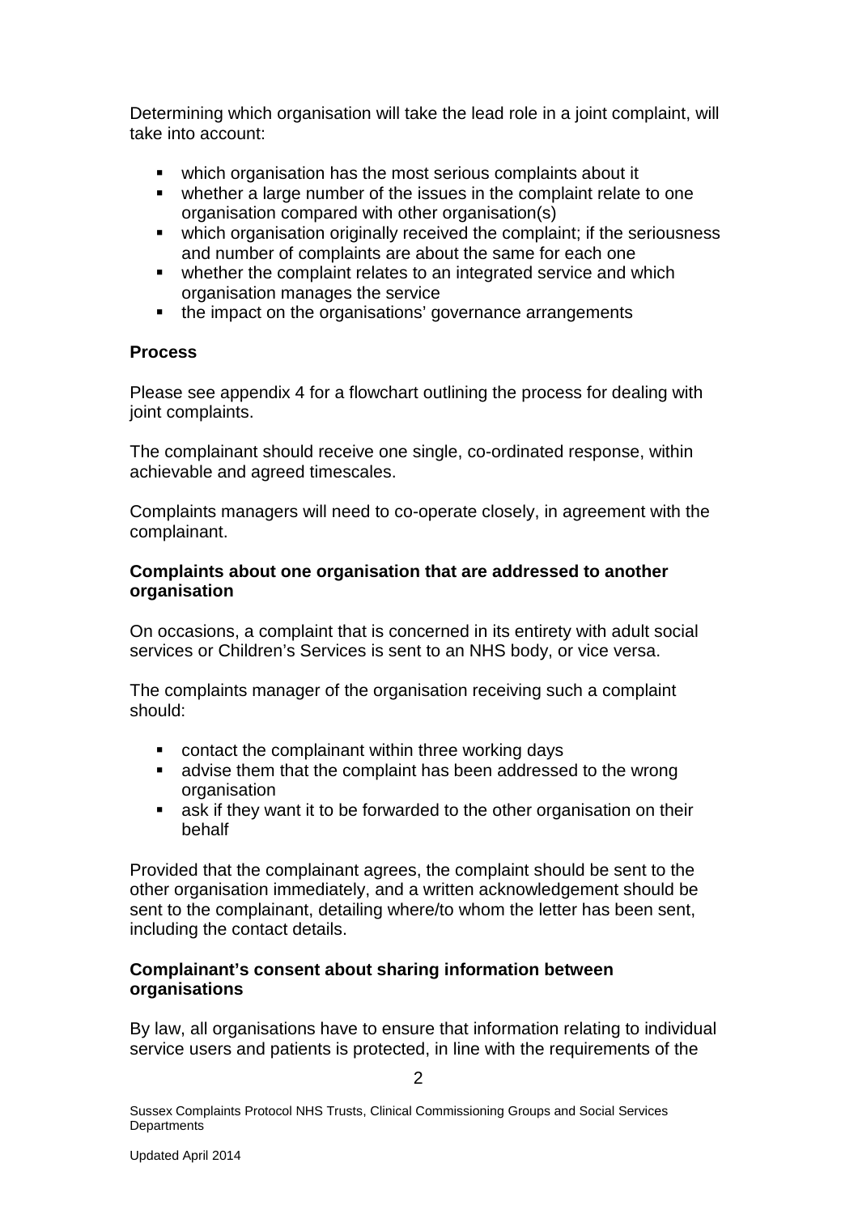Determining which organisation will take the lead role in a joint complaint, will take into account:

- which organisation has the most serious complaints about it
- whether a large number of the issues in the complaint relate to one organisation compared with other organisation(s)
- which organisation originally received the complaint; if the seriousness and number of complaints are about the same for each one
- whether the complaint relates to an integrated service and which organisation manages the service
- the impact on the organisations' governance arrangements

**Process**

Please see appendix 4 for a flowchart outlining the process for dealing with joint complaints.

The complainant should receive one single, co-ordinated response, within achievable and agreed timescales.

Complaints managers will need to co-operate closely, in agreement with the complainant.

**Complaints about one organisation that are addressed to another organisation**

On occasions, a complaint that is concerned in its entirety with adult social services or Children's Services is sent to an NHS body, or vice versa.

The complaints manager of the organisation receiving such a complaint should:

- contact the complainant within three working days
- advise them that the complaint has been addressed to the wrong organisation
- ask if they want it to be forwarded to the other organisation on their behalf

Provided that the complainant agrees, the complaint should be sent to the other organisation immediately, and a written acknowledgement should be sent to the complainant, detailing where/to whom the letter has been sent, including the contact details.

**Complainant's consent about sharing information between organisations**

By law, all organisations have to ensure that information relating to individual service users and patients is protected, in line with the requirements of the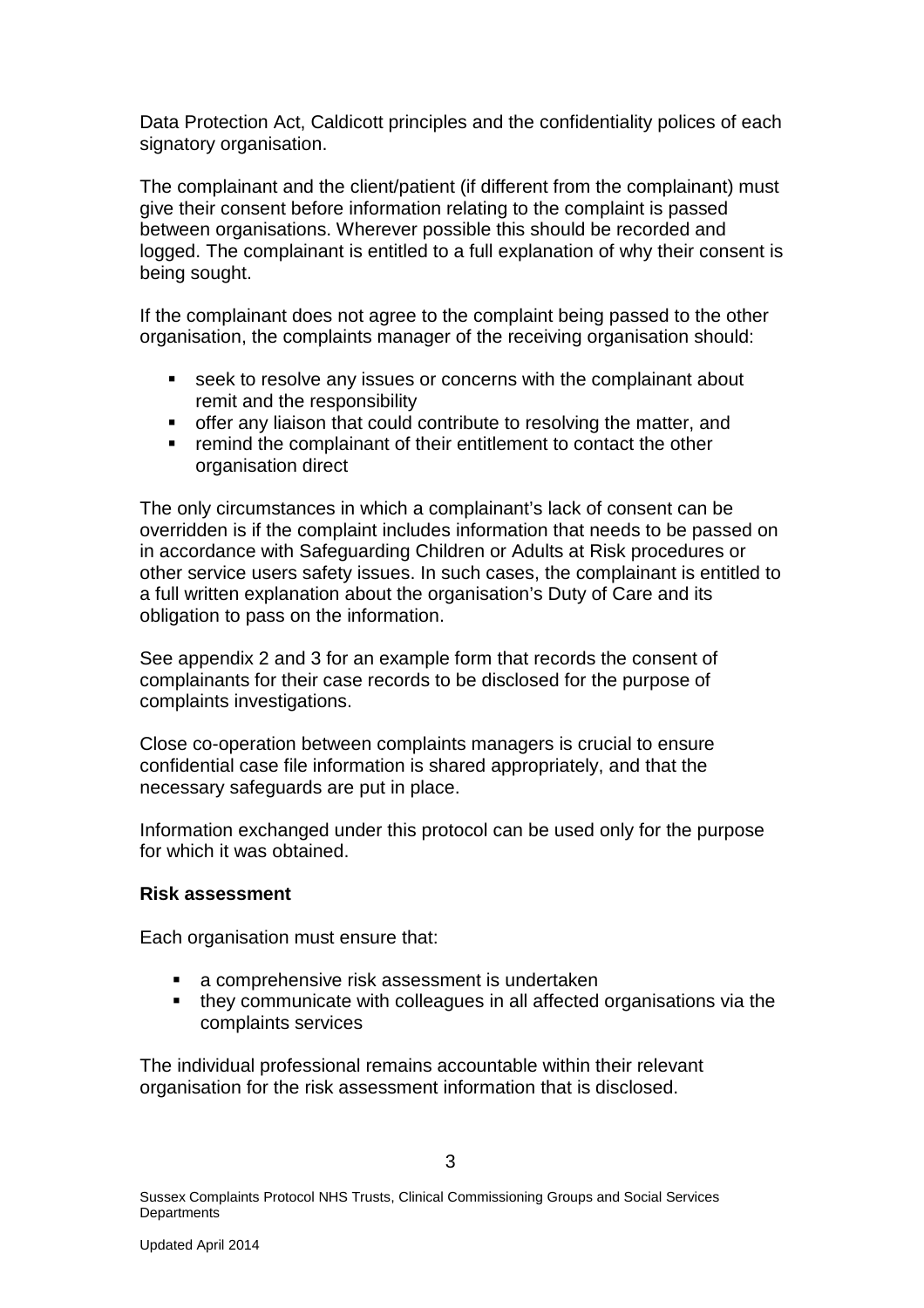Data Protection Act, Caldicott principles and the confidentiality polices of each signatory organisation.

The complainant and the client/patient (if different from the complainant) must give their consent before information relating to the complaint is passed between organisations. Wherever possible this should be recorded and logged. The complainant is entitled to a full explanation of why their consent is being sought.

If the complainant does not agree to the complaint being passed to the other organisation, the complaints manager of the receiving organisation should:

- seek to resolve any issues or concerns with the complainant about remit and the responsibility
- offer any liaison that could contribute to resolving the matter, and
- remind the complainant of their entitlement to contact the other organisation direct

The only circumstances in which a complainant's lack of consent can be overridden is if the complaint includes information that needs to be passed on in accordance with Safeguarding Children or Adults at Risk procedures or other service users safety issues. In such cases, the complainant is entitled to a full written explanation about the organisation's Duty of Care and its obligation to pass on the information.

See appendix 2 and 3 for an example form that records the consent of complainants for their case records to be disclosed for the purpose of complaints investigations.

Close co-operation between complaints managers is crucial to ensure confidential case file information is shared appropriately, and that the necessary safeguards are put in place.

Information exchanged under this protocol can be used only for the purpose for which it was obtained.

**Risk assessment**

Each organisation must ensure that:

- a comprehensive risk assessment is undertaken
- they communicate with colleagues in all affected organisations via the complaints services

The individual professional remains accountable within their relevant organisation for the risk assessment information that is disclosed.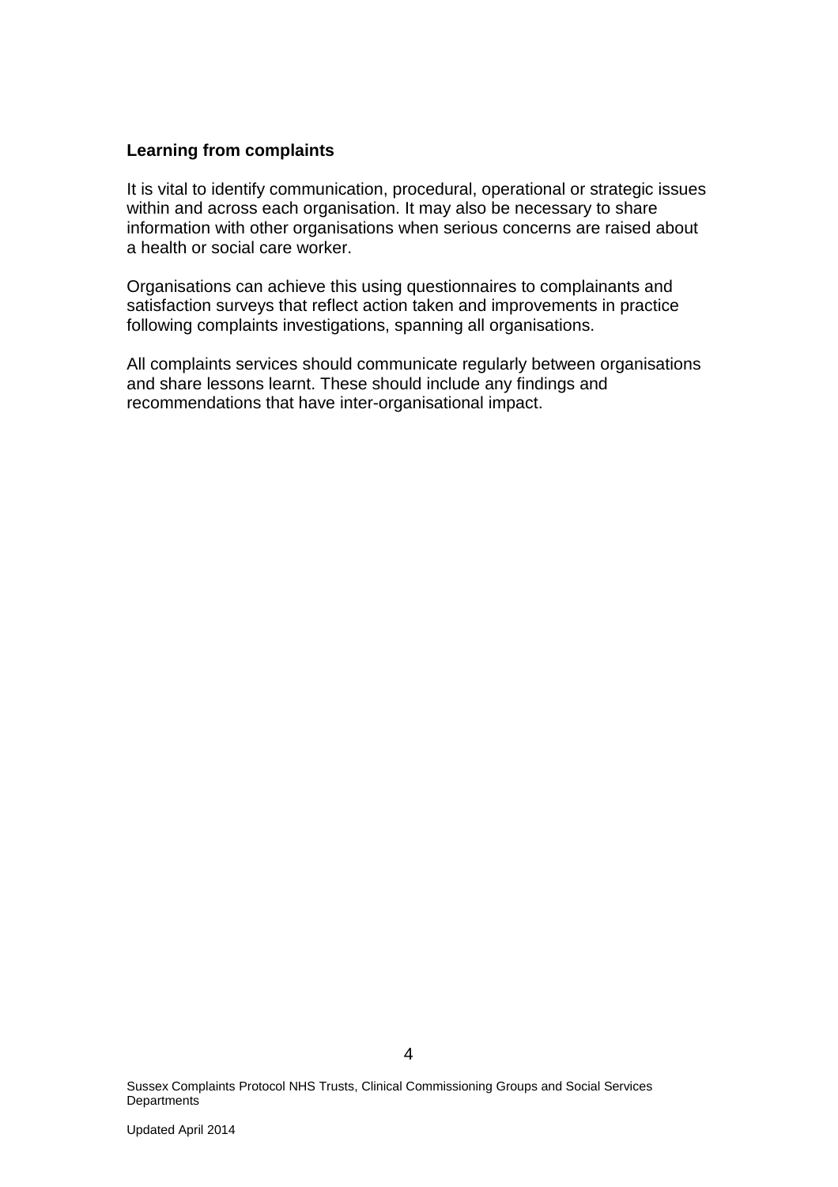**Learning from complaints**

It is vital to identify communication, procedural, operational or strategic issues within and across each organisation. It may also be necessary to share information with other organisations when serious concerns are raised about a health or social care worker.

Organisations can achieve this using questionnaires to complainants and satisfaction surveys that reflect action taken and improvements in practice following complaints investigations, spanning all organisations.

All complaints services should communicate regularly between organisations and share lessons learnt. These should include any findings and recommendations that have inter-organisational impact.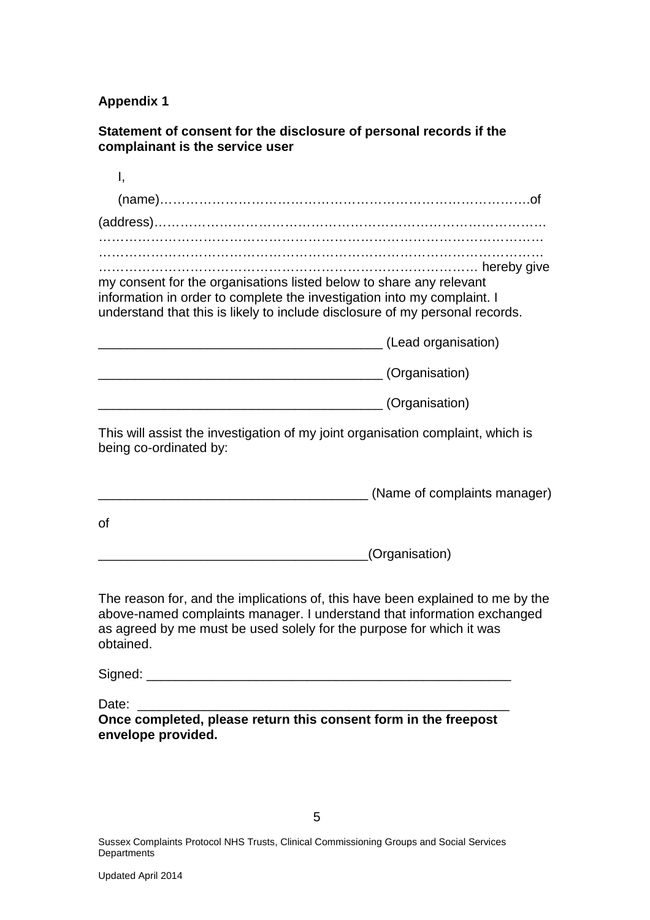**Appendix 1**

**Statement of consent for the disclosure of personal records if the complainant is the service user**

I,

(name)…………………………………………………………………………….of

(address)………………………………………………………………………………
…………………………………………………………………………………………
…………………………………………………………………………………………
…………………………………………………………………………… hereby give my consent for the organisations listed below to share any relevant information in order to complete the investigation into my complaint. I understand that this is likely to include disclosure of my personal records.

______________________________________ (Lead organisation)

______________________________________ (Organisation)

______________________________________ (Organisation)

This will assist the investigation of my joint organisation complaint, which is being co-ordinated by:

____________________________________ (Name of complaints manager)

of

____________________________________(Organisation)

The reason for, and the implications of, this have been explained to me by the above-named complaints manager. I understand that information exchanged as agreed by me must be used solely for the purpose for which it was obtained.

Signed: ___________________________________________________

Date: ____________________________________________________

**Once completed, please return this consent form in the freepost envelope provided.**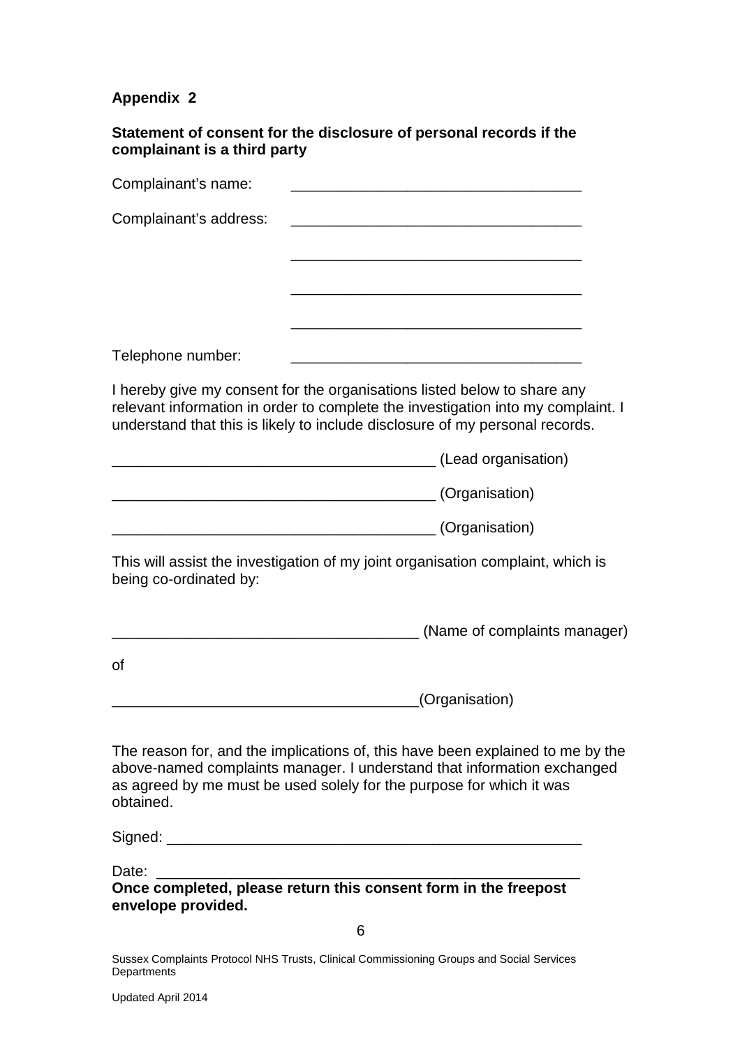**Appendix 2**

**Statement of consent for the disclosure of personal records if the complainant is a third party**

Complainant's name: ___________________________________

Complainant's address: ___________________________________

___________________________________

___________________________________

___________________________________

Telephone number: ___________________________________

I hereby give my consent for the organisations listed below to share any relevant information in order to complete the investigation into my complaint. I understand that this is likely to include disclosure of my personal records.

_______________________________________ (Lead organisation)

_______________________________________ (Organisation)

_______________________________________ (Organisation)

This will assist the investigation of my joint organisation complaint, which is being co-ordinated by:

_____________________________________ (Name of complaints manager)

of

_____________________________________(Organisation)

The reason for, and the implications of, this have been explained to me by the above-named complaints manager. I understand that information exchanged as agreed by me must be used solely for the purpose for which it was obtained.

Signed: ___________________________________________________

Date: _____________________________________________________

**Once completed, please return this consent form in the freepost envelope provided.**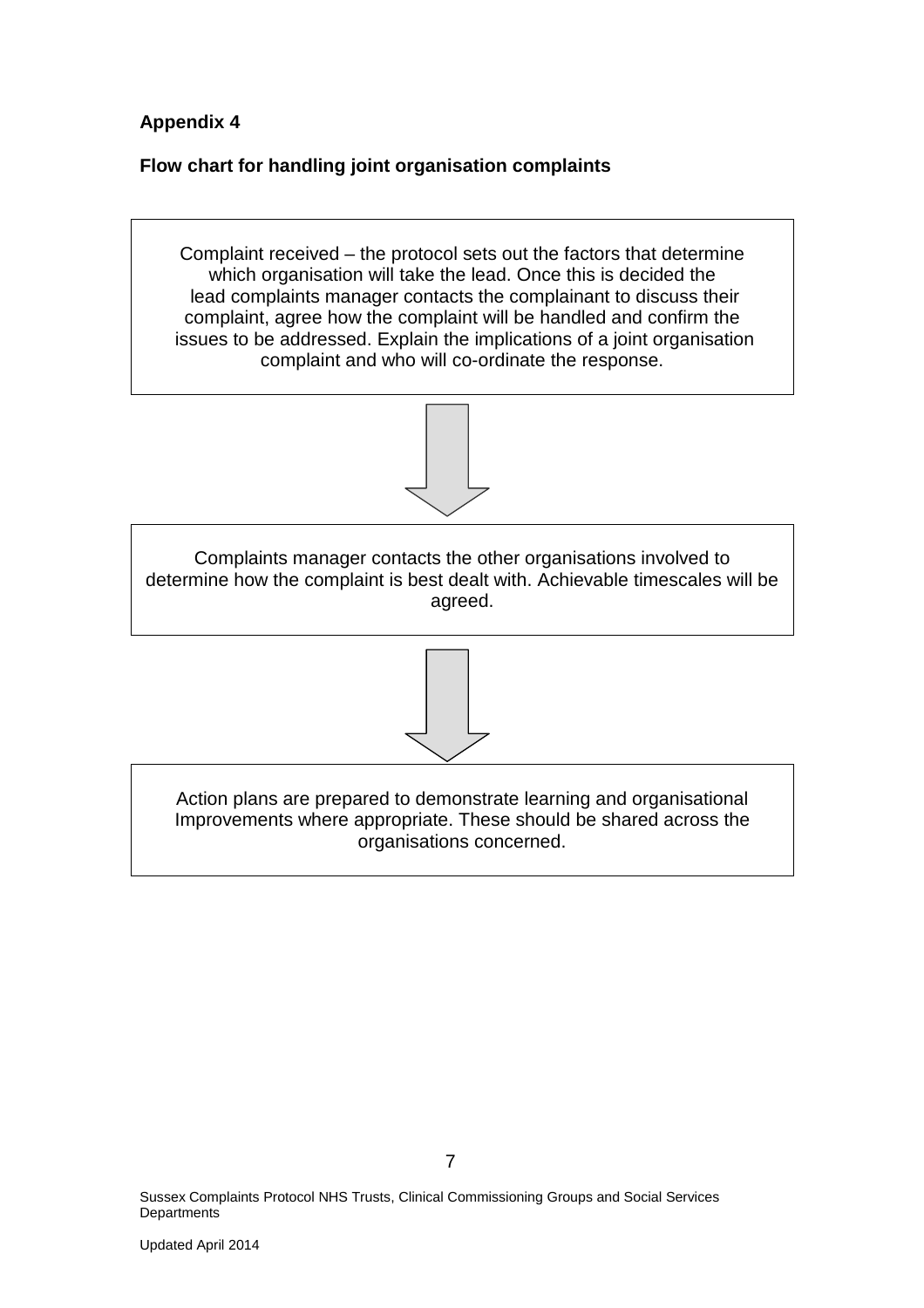**Appendix 4**

**Flow chart for handling joint organisation complaints**

Complaint received – the protocol sets out the factors that determine which organisation will take the lead. Once this is decided the lead complaints manager contacts the complainant to discuss their complaint, agree how the complaint will be handled and confirm the issues to be addressed. Explain the implications of a joint organisation complaint and who will co-ordinate the response.

↓

Complaints manager contacts the other organisations involved to determine how the complaint is best dealt with. Achievable timescales will be agreed.

↓

Action plans are prepared to demonstrate learning and organisational Improvements where appropriate. These should be shared across the organisations concerned.